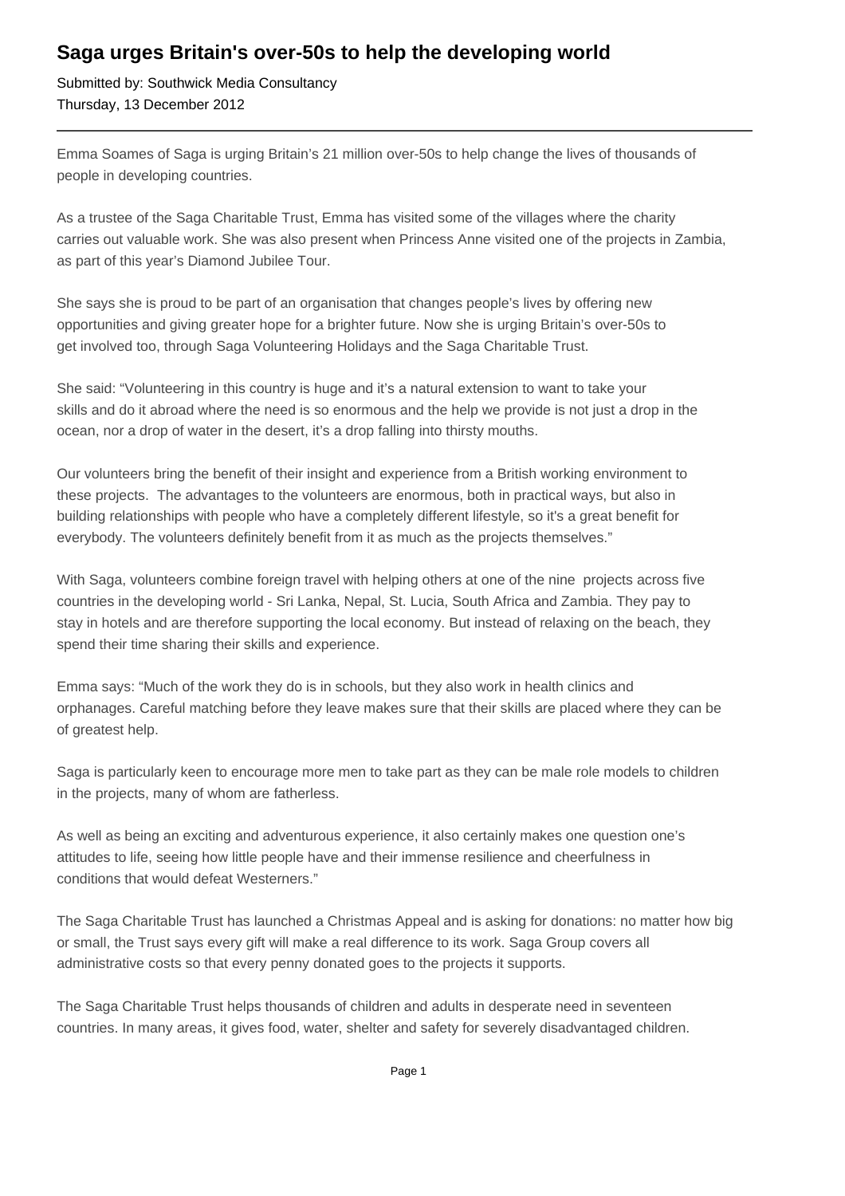# Saga urges Britain's over-50s to help the developing world

Submitted by: Southwick Media Consultancy
Thursday, 13 December 2012

---

Emma Soames of Saga is urging Britain's 21 million over-50s to help change the lives of thousands of people in developing countries.

As a trustee of the Saga Charitable Trust, Emma has visited some of the villages where the charity carries out valuable work. She was also present when Princess Anne visited one of the projects in Zambia, as part of this year's Diamond Jubilee Tour.

She says she is proud to be part of an organisation that changes people's lives by offering new opportunities and giving greater hope for a brighter future. Now she is urging Britain's over-50s to get involved too, through Saga Volunteering Holidays and the Saga Charitable Trust.

She said: "Volunteering in this country is huge and it's a natural extension to want to take your skills and do it abroad where the need is so enormous and the help we provide is not just a drop in the ocean, nor a drop of water in the desert, it's a drop falling into thirsty mouths.

Our volunteers bring the benefit of their insight and experience from a British working environment to these projects. The advantages to the volunteers are enormous, both in practical ways, but also in building relationships with people who have a completely different lifestyle, so it's a great benefit for everybody. The volunteers definitely benefit from it as much as the projects themselves."

With Saga, volunteers combine foreign travel with helping others at one of the nine projects across five countries in the developing world - Sri Lanka, Nepal, St. Lucia, South Africa and Zambia. They pay to stay in hotels and are therefore supporting the local economy. But instead of relaxing on the beach, they spend their time sharing their skills and experience.

Emma says: "Much of the work they do is in schools, but they also work in health clinics and orphanages. Careful matching before they leave makes sure that their skills are placed where they can be of greatest help.

Saga is particularly keen to encourage more men to take part as they can be male role models to children in the projects, many of whom are fatherless.

As well as being an exciting and adventurous experience, it also certainly makes one question one's attitudes to life, seeing how little people have and their immense resilience and cheerfulness in conditions that would defeat Westerners."

The Saga Charitable Trust has launched a Christmas Appeal and is asking for donations: no matter how big or small, the Trust says every gift will make a real difference to its work. Saga Group covers all administrative costs so that every penny donated goes to the projects it supports.

The Saga Charitable Trust helps thousands of children and adults in desperate need in seventeen countries. In many areas, it gives food, water, shelter and safety for severely disadvantaged children.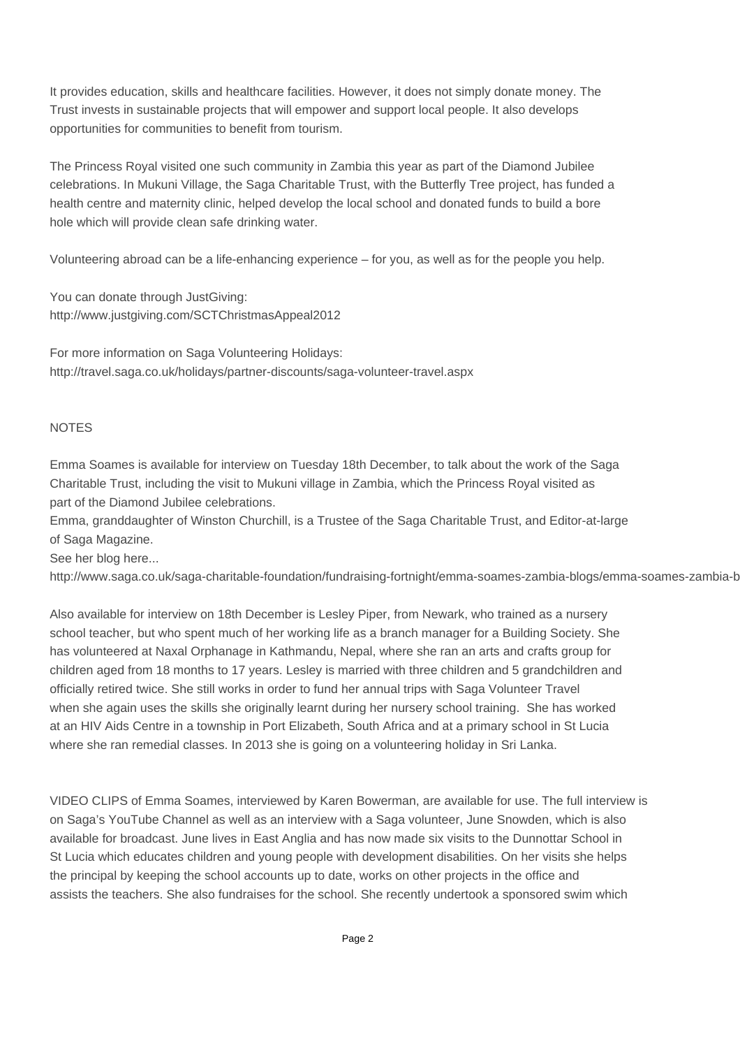It provides education, skills and healthcare facilities. However, it does not simply donate money. The Trust invests in sustainable projects that will empower and support local people. It also develops opportunities for communities to benefit from tourism.

The Princess Royal visited one such community in Zambia this year as part of the Diamond Jubilee celebrations. In Mukuni Village, the Saga Charitable Trust, with the Butterfly Tree project, has funded a health centre and maternity clinic, helped develop the local school and donated funds to build a bore hole which will provide clean safe drinking water.

Volunteering abroad can be a life-enhancing experience – for you, as well as for the people you help.

You can donate through JustGiving:
http://www.justgiving.com/SCTChristmasAppeal2012

For more information on Saga Volunteering Holidays:
http://travel.saga.co.uk/holidays/partner-discounts/saga-volunteer-travel.aspx

NOTES

Emma Soames is available for interview on Tuesday 18th December, to talk about the work of the Saga Charitable Trust, including the visit to Mukuni village in Zambia, which the Princess Royal visited as part of the Diamond Jubilee celebrations.
Emma, granddaughter of Winston Churchill, is a Trustee of the Saga Charitable Trust, and Editor-at-large of Saga Magazine.
See her blog here...
http://www.saga.co.uk/saga-charitable-foundation/fundraising-fortnight/emma-soames-zambia-blogs/emma-soames-zambia-b

Also available for interview on 18th December is Lesley Piper, from Newark, who trained as a nursery school teacher, but who spent much of her working life as a branch manager for a Building Society. She has volunteered at Naxal Orphanage in Kathmandu, Nepal, where she ran an arts and crafts group for children aged from 18 months to 17 years. Lesley is married with three children and 5 grandchildren and officially retired twice. She still works in order to fund her annual trips with Saga Volunteer Travel when she again uses the skills she originally learnt during her nursery school training. She has worked at an HIV Aids Centre in a township in Port Elizabeth, South Africa and at a primary school in St Lucia where she ran remedial classes. In 2013 she is going on a volunteering holiday in Sri Lanka.

VIDEO CLIPS of Emma Soames, interviewed by Karen Bowerman, are available for use. The full interview is on Saga's YouTube Channel as well as an interview with a Saga volunteer, June Snowden, which is also available for broadcast. June lives in East Anglia and has now made six visits to the Dunnottar School in St Lucia which educates children and young people with development disabilities. On her visits she helps the principal by keeping the school accounts up to date, works on other projects in the office and assists the teachers. She also fundraises for the school. She recently undertook a sponsored swim which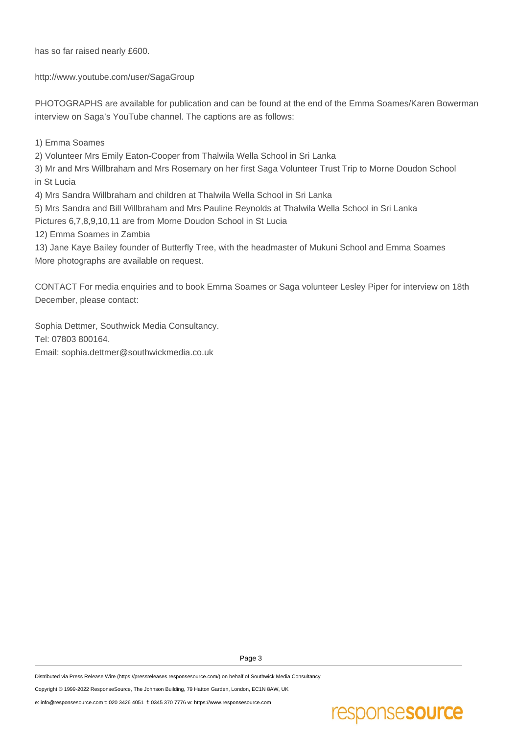has so far raised nearly £600.

http://www.youtube.com/user/SagaGroup

PHOTOGRAPHS are available for publication and can be found at the end of the Emma Soames/Karen Bowerman interview on Saga's YouTube channel. The captions are as follows:

1) Emma Soames
2) Volunteer Mrs Emily Eaton-Cooper from Thalwila Wella School in Sri Lanka
3) Mr and Mrs Willbraham and Mrs Rosemary on her first Saga Volunteer Trust Trip to Morne Doudon School in St Lucia
4) Mrs Sandra Willbraham and children at Thalwila Wella School in Sri Lanka
5) Mrs Sandra and Bill Willbraham and Mrs Pauline Reynolds at Thalwila Wella School in Sri Lanka
Pictures 6,7,8,9,10,11 are from Morne Doudon School in St Lucia
12) Emma Soames in Zambia
13) Jane Kaye Bailey founder of Butterfly Tree, with the headmaster of Mukuni School and Emma Soames
More photographs are available on request.

CONTACT For media enquiries and to book Emma Soames or Saga volunteer Lesley Piper for interview on 18th December, please contact:

Sophia Dettmer, Southwick Media Consultancy.
Tel: 07803 800164.
Email: sophia.dettmer@southwickmedia.co.uk

Distributed via Press Release Wire (https://pressreleases.responsesource.com/) on behalf of Southwick Media Consultancy

Copyright © 1999-2022 ResponseSource, The Johnson Building, 79 Hatton Garden, London, EC1N 8AW, UK

e: info@responsesource.com t: 020 3426 4051 f: 0345 370 7776 w: https://www.responsesource.com

responsesource